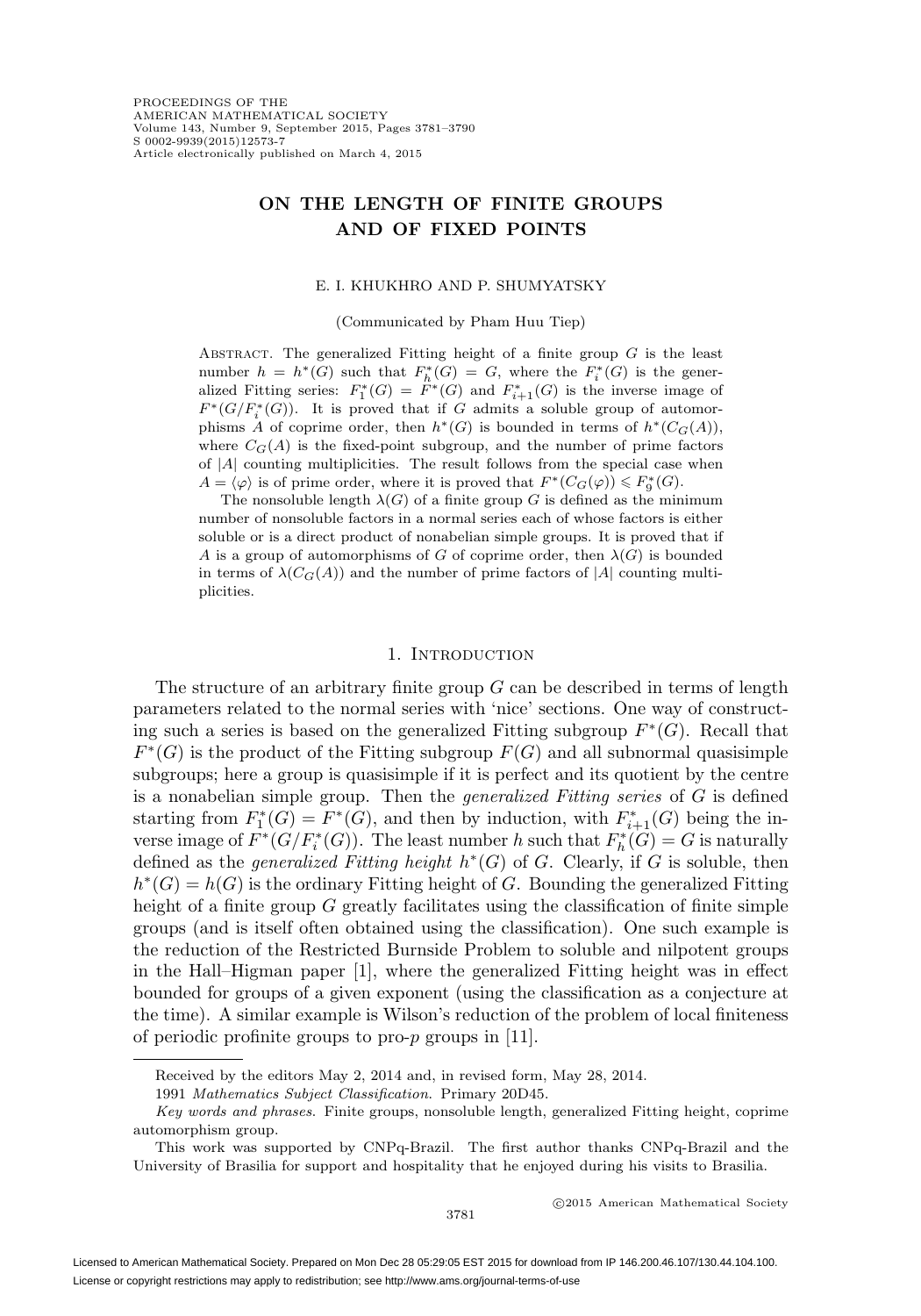# ON THE LENGTH OF FINITE GROUPS AND OF FIXED POINTS

E. I. KHUKHRO AND P. SHUMYATSKY

(Communicated by Pham Huu Tiep)

Abstract. The generalized Fitting height of a finite group $G$ is the least number $h = h^*(G)$ such that $F^*_h(G) = G$, where the $F^*_i(G)$ is the generalized Fitting series: $F^*_1(G) = F^*(G)$ and $F^*_{i+1}(G)$ is the inverse image of $F^*(G/F^*_i(G))$. It is proved that if $G$ admits a soluble group of automorphisms $A$ of coprime order, then $h^*(G)$ is bounded in terms of $h^*(C_G(A))$, where $C_G(A)$ is the fixed-point subgroup, and the number of prime factors of $|A|$ counting multiplicities. The result follows from the special case when $A = \langle \varphi \rangle$ is of prime order, where it is proved that $F^*(C_G(\varphi)) \leqslant F^*_9(G)$.

The nonsoluble length $\lambda(G)$ of a finite group $G$ is defined as the minimum number of nonsoluble factors in a normal series each of whose factors is either soluble or is a direct product of nonabelian simple groups. It is proved that if $A$ is a group of automorphisms of $G$ of coprime order, then $\lambda(G)$ is bounded in terms of $\lambda(C_G(A))$ and the number of prime factors of $|A|$ counting multiplicities.

## 1. Introduction

The structure of an arbitrary finite group $G$ can be described in terms of length parameters related to the normal series with 'nice' sections. One way of constructing such a series is based on the generalized Fitting subgroup $F^*(G)$. Recall that $F^*(G)$ is the product of the Fitting subgroup $F(G)$ and all subnormal quasisimple subgroups; here a group is quasisimple if it is perfect and its quotient by the centre is a nonabelian simple group. Then the *generalized Fitting series* of $G$ is defined starting from $F^*_1(G) = F^*(G)$, and then by induction, with $F^*_{i+1}(G)$ being the inverse image of $F^*(G/F^*_i(G))$. The least number $h$ such that $F^*_h(G) = G$ is naturally defined as the *generalized Fitting height* $h^*(G)$ of $G$. Clearly, if $G$ is soluble, then $h^*(G) = h(G)$ is the ordinary Fitting height of $G$. Bounding the generalized Fitting height of a finite group $G$ greatly facilitates using the classification of finite simple groups (and is itself often obtained using the classification). One such example is the reduction of the Restricted Burnside Problem to soluble and nilpotent groups in the Hall–Higman paper [1], where the generalized Fitting height was in effect bounded for groups of a given exponent (using the classification as a conjecture at the time). A similar example is Wilson's reduction of the problem of local finiteness of periodic profinite groups to pro-$p$ groups in [11].

---

Received by the editors May 2, 2014 and, in revised form, May 28, 2014.

1991 *Mathematics Subject Classification.* Primary 20D45.

*Key words and phrases.* Finite groups, nonsoluble length, generalized Fitting height, coprime automorphism group.

This work was supported by CNPq-Brazil. The first author thanks CNPq-Brazil and the University of Brasilia for support and hospitality that he enjoyed during his visits to Brasilia.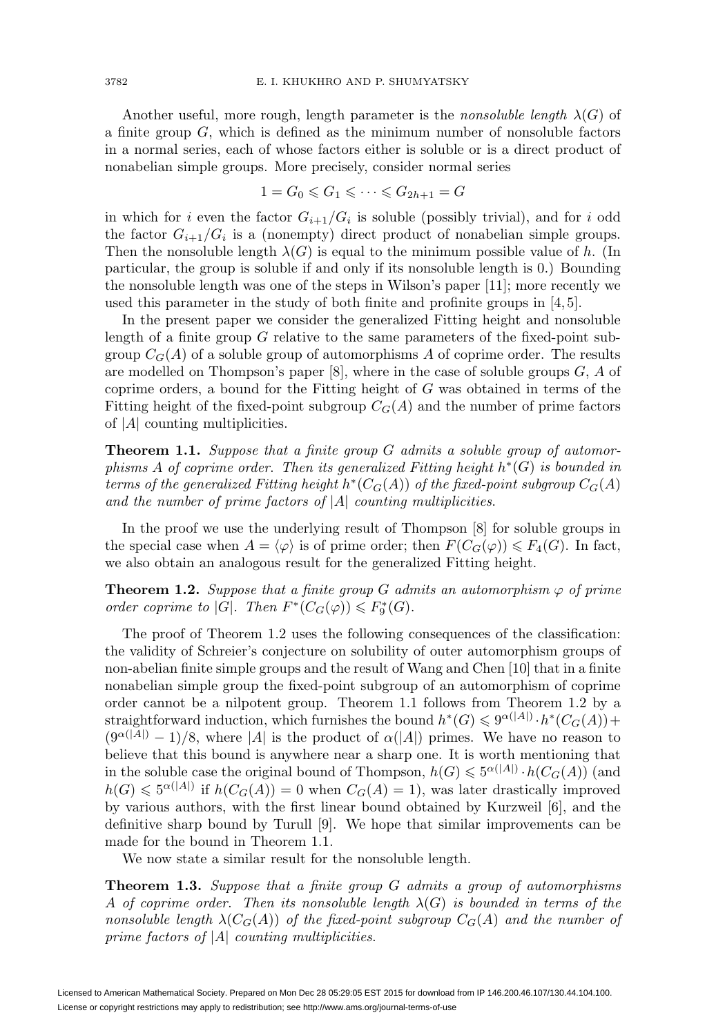Another useful, more rough, length parameter is the *nonsoluble length* $\lambda(G)$ of a finite group $G$, which is defined as the minimum number of nonsoluble factors in a normal series, each of whose factors either is soluble or is a direct product of nonabelian simple groups. More precisely, consider normal series

$$1 = G_0 \leqslant G_1 \leqslant \cdots \leqslant G_{2h+1} = G$$

in which for $i$ even the factor $G_{i+1}/G_i$ is soluble (possibly trivial), and for $i$ odd the factor $G_{i+1}/G_i$ is a (nonempty) direct product of nonabelian simple groups. Then the nonsoluble length $\lambda(G)$ is equal to the minimum possible value of $h$. (In particular, the group is soluble if and only if its nonsoluble length is 0.) Bounding the nonsoluble length was one of the steps in Wilson's paper [11]; more recently we used this parameter in the study of both finite and profinite groups in [4, 5].

In the present paper we consider the generalized Fitting height and nonsoluble length of a finite group $G$ relative to the same parameters of the fixed-point subgroup $C_G(A)$ of a soluble group of automorphisms $A$ of coprime order. The results are modelled on Thompson's paper [8], where in the case of soluble groups $G$, $A$ of coprime orders, a bound for the Fitting height of $G$ was obtained in terms of the Fitting height of the fixed-point subgroup $C_G(A)$ and the number of prime factors of $|A|$ counting multiplicities.

**Theorem 1.1.** *Suppose that a finite group $G$ admits a soluble group of automorphisms $A$ of coprime order. Then its generalized Fitting height $h^*(G)$ is bounded in terms of the generalized Fitting height $h^*(C_G(A))$ of the fixed-point subgroup $C_G(A)$ and the number of prime factors of $|A|$ counting multiplicities.*

In the proof we use the underlying result of Thompson [8] for soluble groups in the special case when $A = \langle \varphi \rangle$ is of prime order; then $F(C_G(\varphi)) \leqslant F_4(G)$. In fact, we also obtain an analogous result for the generalized Fitting height.

**Theorem 1.2.** *Suppose that a finite group $G$ admits an automorphism $\varphi$ of prime order coprime to $|G|$. Then $F^*(C_G(\varphi)) \leqslant F^*_9(G)$.*

The proof of Theorem 1.2 uses the following consequences of the classification: the validity of Schreier's conjecture on solubility of outer automorphism groups of non-abelian finite simple groups and the result of Wang and Chen [10] that in a finite nonabelian simple group the fixed-point subgroup of an automorphism of coprime order cannot be a nilpotent group. Theorem 1.1 follows from Theorem 1.2 by a straightforward induction, which furnishes the bound $h^*(G) \leqslant 9^{\alpha(|A|)} \cdot h^*(C_G(A)) + (9^{\alpha(|A|)} - 1)/8$, where $|A|$ is the product of $\alpha(|A|)$ primes. We have no reason to believe that this bound is anywhere near a sharp one. It is worth mentioning that in the soluble case the original bound of Thompson, $h(G) \leqslant 5^{\alpha(|A|)} \cdot h(C_G(A))$ (and $h(G) \leqslant 5^{\alpha(|A|)}$ if $h(C_G(A)) = 0$ when $C_G(A) = 1$), was later drastically improved by various authors, with the first linear bound obtained by Kurzweil [6], and the definitive sharp bound by Turull [9]. We hope that similar improvements can be made for the bound in Theorem 1.1.

We now state a similar result for the nonsoluble length.

**Theorem 1.3.** *Suppose that a finite group $G$ admits a group of automorphisms $A$ of coprime order. Then its nonsoluble length $\lambda(G)$ is bounded in terms of the nonsoluble length $\lambda(C_G(A))$ of the fixed-point subgroup $C_G(A)$ and the number of prime factors of $|A|$ counting multiplicities.*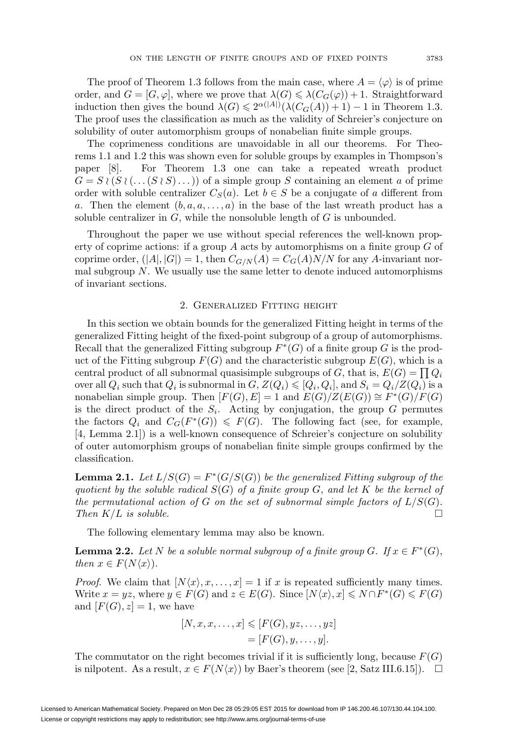The proof of Theorem 1.3 follows from the main case, where $A = \langle \varphi \rangle$ is of prime order, and $G = [G, \varphi]$, where we prove that $\lambda(G) \leqslant \lambda(C_G(\varphi)) + 1$. Straightforward induction then gives the bound $\lambda(G) \leqslant 2^{\alpha(|A|)}(\lambda(C_G(A)) + 1) - 1$ in Theorem 1.3. The proof uses the classification as much as the validity of Schreier's conjecture on solubility of outer automorphism groups of nonabelian finite simple groups.

The coprimeness conditions are unavoidable in all our theorems. For Theorems 1.1 and 1.2 this was shown even for soluble groups by examples in Thompson's paper [8]. For Theorem 1.3 one can take a repeated wreath product $G = S \wr (S \wr (\dots (S \wr S) \dots))$ of a simple group $S$ containing an element $a$ of prime order with soluble centralizer $C_S(a)$. Let $b \in S$ be a conjugate of $a$ different from $a$. Then the element $(b, a, a, \dots, a)$ in the base of the last wreath product has a soluble centralizer in $G$, while the nonsoluble length of $G$ is unbounded.

Throughout the paper we use without special references the well-known property of coprime actions: if a group $A$ acts by automorphisms on a finite group $G$ of coprime order, $(|A|, |G|) = 1$, then $C_{G/N}(A) = C_G(A)N/N$ for any $A$-invariant normal subgroup $N$. We usually use the same letter to denote induced automorphisms of invariant sections.

## 2. Generalized Fitting height

In this section we obtain bounds for the generalized Fitting height in terms of the generalized Fitting height of the fixed-point subgroup of a group of automorphisms. Recall that the generalized Fitting subgroup $F^*(G)$ of a finite group $G$ is the product of the Fitting subgroup $F(G)$ and the characteristic subgroup $E(G)$, which is a central product of all subnormal quasisimple subgroups of $G$, that is, $E(G) = \prod Q_i$ over all $Q_i$ such that $Q_i$ is subnormal in $G$, $Z(Q_i) \leqslant [Q_i, Q_i]$, and $S_i = Q_i/Z(Q_i)$ is a nonabelian simple group. Then $[F(G), E] = 1$ and $E(G)/Z(E(G)) \cong F^*(G)/F(G)$ is the direct product of the $S_i$. Acting by conjugation, the group $G$ permutes the factors $Q_i$ and $C_G(F^*(G)) \leqslant F(G)$. The following fact (see, for example, [4, Lemma 2.1]) is a well-known consequence of Schreier's conjecture on solubility of outer automorphism groups of nonabelian finite simple groups confirmed by the classification.

**Lemma 2.1.** *Let $L/S(G) = F^*(G/S(G))$ be the generalized Fitting subgroup of the quotient by the soluble radical $S(G)$ of a finite group $G$, and let $K$ be the kernel of the permutational action of $G$ on the set of subnormal simple factors of $L/S(G)$. Then $K/L$ is soluble.* □

The following elementary lemma may also be known.

**Lemma 2.2.** *Let $N$ be a soluble normal subgroup of a finite group $G$. If $x \in F^*(G)$, then $x \in F(N\langle x \rangle)$.*

*Proof.* We claim that $[N\langle x \rangle, x, \dots, x] = 1$ if $x$ is repeated sufficiently many times. Write $x = yz$, where $y \in F(G)$ and $z \in E(G)$. Since $[N\langle x \rangle, x] \leqslant N \cap F^*(G) \leqslant F(G)$ and $[F(G), z] = 1$, we have

$$[N, x, x, \dots, x] \leqslant [F(G), yz, \dots, yz]$$
$$= [F(G), y, \dots, y].$$

The commutator on the right becomes trivial if it is sufficiently long, because $F(G)$ is nilpotent. As a result, $x \in F(N\langle x \rangle)$ by Baer's theorem (see [2, Satz III.6.15]). □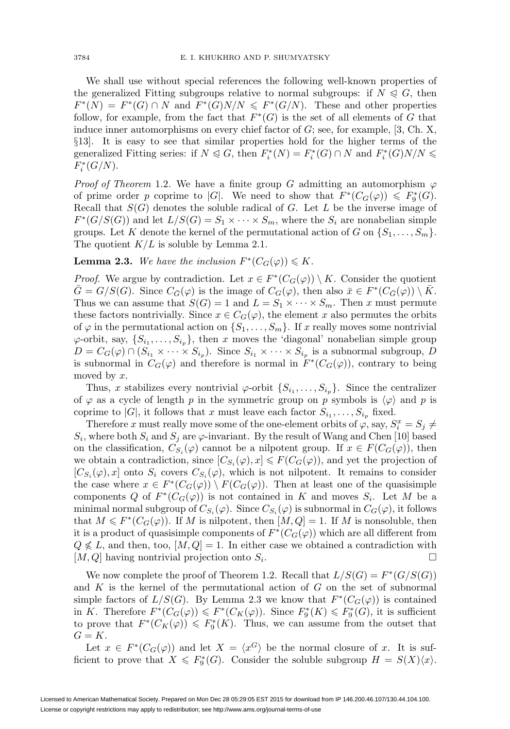We shall use without special references the following well-known properties of the generalized Fitting subgroups relative to normal subgroups: if $N \trianglelefteq G$, then $F^*(N) = F^*(G) \cap N$ and $F^*(G)N/N \leqslant F^*(G/N)$. These and other properties follow, for example, from the fact that $F^*(G)$ is the set of all elements of $G$ that induce inner automorphisms on every chief factor of $G$; see, for example, [3, Ch. X, §13]. It is easy to see that similar properties hold for the higher terms of the generalized Fitting series: if $N \trianglelefteq G$, then $F_i^*(N) = F_i^*(G) \cap N$ and $F_i^*(G)N/N \leqslant F_i^*(G/N)$.

*Proof of Theorem* 1.2. We have a finite group $G$ admitting an automorphism $\varphi$ of prime order $p$ coprime to $|G|$. We need to show that $F^*(C_G(\varphi)) \leqslant F_9^*(G)$. Recall that $S(G)$ denotes the soluble radical of $G$. Let $L$ be the inverse image of $F^*(G/S(G))$ and let $L/S(G) = S_1 \times \cdots \times S_m$, where the $S_i$ are nonabelian simple groups. Let $K$ denote the kernel of the permutational action of $G$ on $\{S_1, \ldots, S_m\}$. The quotient $K/L$ is soluble by Lemma 2.1.

**Lemma 2.3.** *We have the inclusion* $F^*(C_G(\varphi)) \leqslant K$.

*Proof.* We argue by contradiction. Let $x \in F^*(C_G(\varphi)) \setminus K$. Consider the quotient $\bar{G} = G/S(G)$. Since $C_{\bar{G}}(\varphi)$ is the image of $C_G(\varphi)$, then also $\bar{x} \in F^*(C_{\bar{G}}(\varphi)) \setminus \bar{K}$. Thus we can assume that $S(G) = 1$ and $L = S_1 \times \cdots \times S_m$. Then $x$ must permute these factors nontrivially. Since $x \in C_G(\varphi)$, the element $x$ also permutes the orbits of $\varphi$ in the permutational action on $\{S_1, \ldots, S_m\}$. If $x$ really moves some nontrivial $\varphi$-orbit, say, $\{S_{i_1}, \ldots, S_{i_p}\}$, then $x$ moves the 'diagonal' nonabelian simple group $D = C_G(\varphi) \cap (S_{i_1} \times \cdots \times S_{i_p})$. Since $S_{i_1} \times \cdots \times S_{i_p}$ is a subnormal subgroup, $D$ is subnormal in $C_G(\varphi)$ and therefore is normal in $F^*(C_G(\varphi))$, contrary to being moved by $x$.

Thus, $x$ stabilizes every nontrivial $\varphi$-orbit $\{S_{i_1}, \ldots, S_{i_p}\}$. Since the centralizer of $\varphi$ as a cycle of length $p$ in the symmetric group on $p$ symbols is $\langle \varphi \rangle$ and $p$ is coprime to $|G|$, it follows that $x$ must leave each factor $S_{i_1}, \ldots, S_{i_p}$ fixed.

Therefore $x$ must really move some of the one-element orbits of $\varphi$, say, $S_i^x = S_j \neq S_i$, where both $S_i$ and $S_j$ are $\varphi$-invariant. By the result of Wang and Chen [10] based on the classification, $C_{S_i}(\varphi)$ cannot be a nilpotent group. If $x \in F(C_G(\varphi))$, then we obtain a contradiction, since $[C_{S_i}(\varphi), x] \leqslant F(C_G(\varphi))$, and yet the projection of $[C_{S_i}(\varphi), x]$ onto $S_i$ covers $C_{S_i}(\varphi)$, which is not nilpotent. It remains to consider the case where $x \in F^*(C_G(\varphi)) \setminus F(C_G(\varphi))$. Then at least one of the quasisimple components $Q$ of $F^*(C_G(\varphi))$ is not contained in $K$ and moves $S_i$. Let $M$ be a minimal normal subgroup of $C_{S_i}(\varphi)$. Since $C_{S_i}(\varphi)$ is subnormal in $C_G(\varphi)$, it follows that $M \leqslant F^*(C_G(\varphi))$. If $M$ is nilpotent, then $[M, Q] = 1$. If $M$ is nonsoluble, then it is a product of quasisimple components of $F^*(C_G(\varphi))$ which are all different from $Q \not\leqslant L$, and then, too, $[M, Q] = 1$. In either case we obtained a contradiction with $[M, Q]$ having nontrivial projection onto $S_i$. $\square$

We now complete the proof of Theorem 1.2. Recall that $L/S(G) = F^*(G/S(G))$ and $K$ is the kernel of the permutational action of $G$ on the set of subnormal simple factors of $L/S(G)$. By Lemma 2.3 we know that $F^*(C_G(\varphi))$ is contained in $K$. Therefore $F^*(C_G(\varphi)) \leqslant F^*(C_K(\varphi))$. Since $F_9^*(K) \leqslant F_9^*(G)$, it is sufficient to prove that $F^*(C_K(\varphi)) \leqslant F_9^*(K)$. Thus, we can assume from the outset that $G = K$.

Let $x \in F^*(C_G(\varphi))$ and let $X = \langle x^G \rangle$ be the normal closure of $x$. It is sufficient to prove that $X \leqslant F_9^*(G)$. Consider the soluble subgroup $H = S(X)\langle x \rangle$.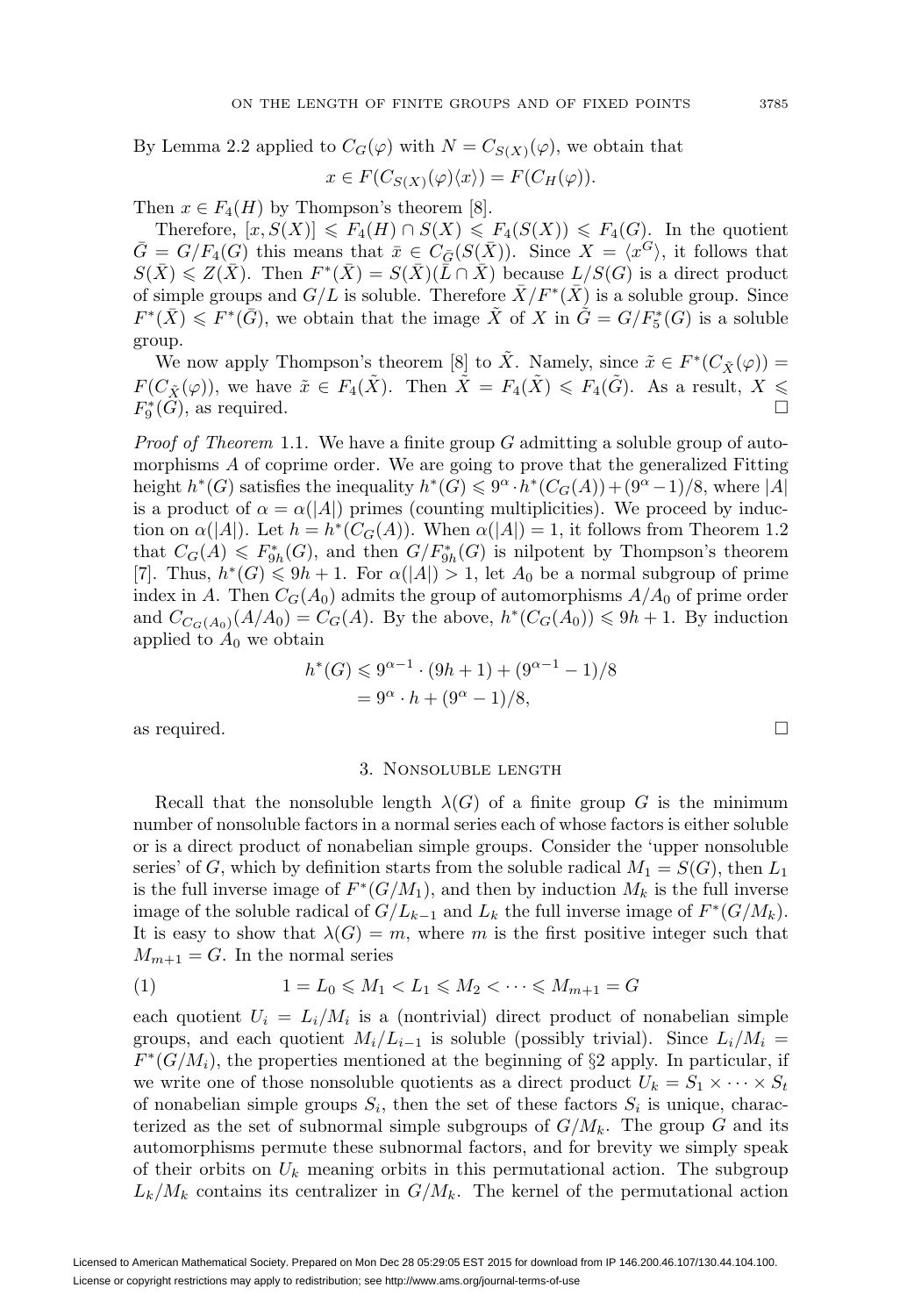By Lemma 2.2 applied to $C_G(\varphi)$ with $N = C_{S(X)}(\varphi)$, we obtain that

$$x \in F(C_{S(X)}(\varphi)\langle x\rangle) = F(C_H(\varphi)).$$

Then $x \in F_4(H)$ by Thompson's theorem [8].

Therefore, $[x, S(X)] \leqslant F_4(H) \cap S(X) \leqslant F_4(S(X)) \leqslant F_4(G)$. In the quotient $\bar{G} = G/F_4(G)$ this means that $\bar{x} \in C_{\bar{G}}(S(\bar{X}))$. Since $X = \langle x^G \rangle$, it follows that $S(\bar{X}) \leqslant Z(\bar{X})$. Then $F^*(\bar{X}) = S(\bar{X})(\bar{L} \cap \bar{X})$ because $L/S(G)$ is a direct product of simple groups and $G/L$ is soluble. Therefore $\bar{X}/F^*(\bar{X})$ is a soluble group. Since $F^*(\bar{X}) \leqslant F^*(\bar{G})$, we obtain that the image $\tilde{X}$ of $X$ in $\tilde{G} = G/F_5^*(G)$ is a soluble group.

We now apply Thompson's theorem [8] to $\tilde{X}$. Namely, since $\tilde{x} \in F^*(C_{\tilde{X}}(\varphi)) = F(C_{\tilde{X}}(\varphi))$, we have $\tilde{x} \in F_4(\tilde{X})$. Then $\tilde{X} = F_4(\tilde{X}) \leqslant F_4(\tilde{G})$. As a result, $X \leqslant F_9^*(G)$, as required. $\square$

*Proof of Theorem* 1.1. We have a finite group $G$ admitting a soluble group of automorphisms $A$ of coprime order. We are going to prove that the generalized Fitting height $h^*(G)$ satisfies the inequality $h^*(G) \leqslant 9^\alpha \cdot h^*(C_G(A)) + (9^\alpha - 1)/8$, where $|A|$ is a product of $\alpha = \alpha(|A|)$ primes (counting multiplicities). We proceed by induction on $\alpha(|A|)$. Let $h = h^*(C_G(A))$. When $\alpha(|A|) = 1$, it follows from Theorem 1.2 that $C_G(A) \leqslant F_{9h}^*(G)$, and then $G/F_{9h}^*(G)$ is nilpotent by Thompson's theorem [7]. Thus, $h^*(G) \leqslant 9h + 1$. For $\alpha(|A|) > 1$, let $A_0$ be a normal subgroup of prime index in $A$. Then $C_G(A_0)$ admits the group of automorphisms $A/A_0$ of prime order and $C_{C_G(A_0)}(A/A_0) = C_G(A)$. By the above, $h^*(C_G(A_0)) \leqslant 9h + 1$. By induction applied to $A_0$ we obtain

$$\begin{aligned} h^*(G) &\leqslant 9^{\alpha-1} \cdot (9h + 1) + (9^{\alpha-1} - 1)/8 \\ &= 9^\alpha \cdot h + (9^\alpha - 1)/8, \end{aligned}$$

as required. $\square$

## 3. Nonsoluble length

Recall that the nonsoluble length $\lambda(G)$ of a finite group $G$ is the minimum number of nonsoluble factors in a normal series each of whose factors is either soluble or is a direct product of nonabelian simple groups. Consider the 'upper nonsoluble series' of $G$, which by definition starts from the soluble radical $M_1 = S(G)$, then $L_1$ is the full inverse image of $F^*(G/M_1)$, and then by induction $M_k$ is the full inverse image of the soluble radical of $G/L_{k-1}$ and $L_k$ the full inverse image of $F^*(G/M_k)$. It is easy to show that $\lambda(G) = m$, where $m$ is the first positive integer such that $M_{m+1} = G$. In the normal series

$$1 = L_0 \leqslant M_1 < L_1 \leqslant M_2 < \cdots \leqslant M_{m+1} = G \tag{1}$$

each quotient $U_i = L_i/M_i$ is a (nontrivial) direct product of nonabelian simple groups, and each quotient $M_i/L_{i-1}$ is soluble (possibly trivial). Since $L_i/M_i = F^*(G/M_i)$, the properties mentioned at the beginning of §2 apply. In particular, if we write one of those nonsoluble quotients as a direct product $U_k = S_1 \times \cdots \times S_t$ of nonabelian simple groups $S_i$, then the set of these factors $S_i$ is unique, characterized as the set of subnormal simple subgroups of $G/M_k$. The group $G$ and its automorphisms permute these subnormal factors, and for brevity we simply speak of their orbits on $U_k$ meaning orbits in this permutational action. The subgroup $L_k/M_k$ contains its centralizer in $G/M_k$. The kernel of the permutational action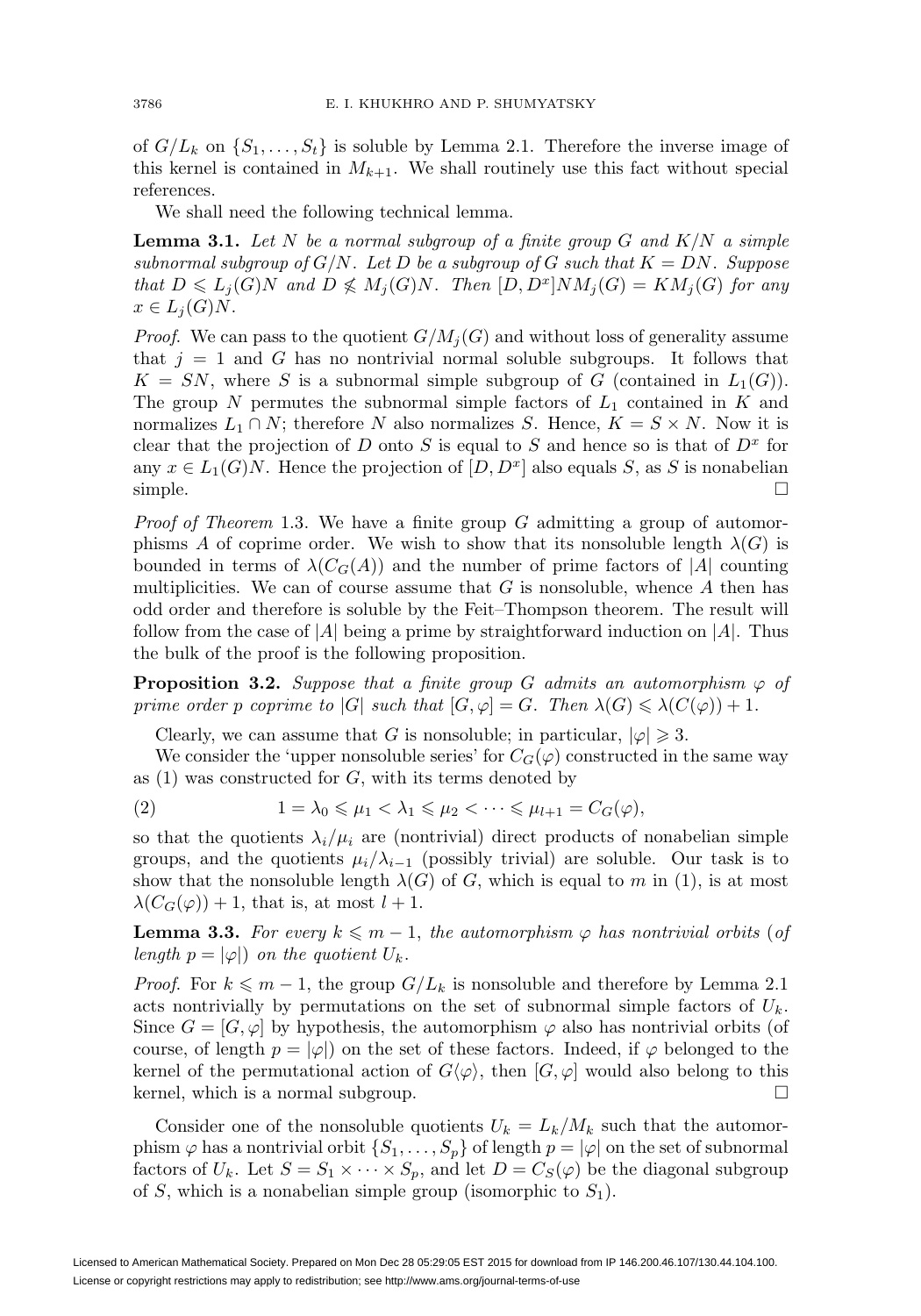of $G/L_k$ on $\{S_1, \dots, S_t\}$ is soluble by Lemma 2.1. Therefore the inverse image of this kernel is contained in $M_{k+1}$. We shall routinely use this fact without special references.

We shall need the following technical lemma.

**Lemma 3.1.** *Let $N$ be a normal subgroup of a finite group $G$ and $K/N$ a simple subnormal subgroup of $G/N$. Let $D$ be a subgroup of $G$ such that $K = DN$. Suppose that $D \leqslant L_j(G)N$ and $D \not\leqslant M_j(G)N$. Then $[D, D^x]NM_j(G) = KM_j(G)$ for any $x \in L_j(G)N$.*

*Proof.* We can pass to the quotient $G/M_j(G)$ and without loss of generality assume that $j = 1$ and $G$ has no nontrivial normal soluble subgroups. It follows that $K = SN$, where $S$ is a subnormal simple subgroup of $G$ (contained in $L_1(G)$). The group $N$ permutes the subnormal simple factors of $L_1$ contained in $K$ and normalizes $L_1 \cap N$; therefore $N$ also normalizes $S$. Hence, $K = S \times N$. Now it is clear that the projection of $D$ onto $S$ is equal to $S$ and hence so is that of $D^x$ for any $x \in L_1(G)N$. Hence the projection of $[D, D^x]$ also equals $S$, as $S$ is nonabelian simple. $\square$

*Proof of Theorem* 1.3. We have a finite group $G$ admitting a group of automorphisms $A$ of coprime order. We wish to show that its nonsoluble length $\lambda(G)$ is bounded in terms of $\lambda(C_G(A))$ and the number of prime factors of $|A|$ counting multiplicities. We can of course assume that $G$ is nonsoluble, whence $A$ then has odd order and therefore is soluble by the Feit–Thompson theorem. The result will follow from the case of $|A|$ being a prime by straightforward induction on $|A|$. Thus the bulk of the proof is the following proposition.

**Proposition 3.2.** *Suppose that a finite group $G$ admits an automorphism $\varphi$ of prime order $p$ coprime to $|G|$ such that $[G, \varphi] = G$. Then $\lambda(G) \leqslant \lambda(C(\varphi)) + 1$.*

Clearly, we can assume that $G$ is nonsoluble; in particular, $|\varphi| \geqslant 3$.

We consider the 'upper nonsoluble series' for $C_G(\varphi)$ constructed in the same way as (1) was constructed for $G$, with its terms denoted by

$$1 = \lambda_0 \leqslant \mu_1 < \lambda_1 \leqslant \mu_2 < \cdots \leqslant \mu_{l+1} = C_G(\varphi), \tag{2}$$

so that the quotients $\lambda_i/\mu_i$ are (nontrivial) direct products of nonabelian simple groups, and the quotients $\mu_i/\lambda_{i-1}$ (possibly trivial) are soluble. Our task is to show that the nonsoluble length $\lambda(G)$ of $G$, which is equal to $m$ in (1), is at most $\lambda(C_G(\varphi)) + 1$, that is, at most $l + 1$.

**Lemma 3.3.** *For every $k \leqslant m - 1$, the automorphism $\varphi$ has nontrivial orbits (of length $p = |\varphi|$) on the quotient $U_k$.*

*Proof.* For $k \leqslant m - 1$, the group $G/L_k$ is nonsoluble and therefore by Lemma 2.1 acts nontrivially by permutations on the set of subnormal simple factors of $U_k$. Since $G = [G, \varphi]$ by hypothesis, the automorphism $\varphi$ also has nontrivial orbits (of course, of length $p = |\varphi|$) on the set of these factors. Indeed, if $\varphi$ belonged to the kernel of the permutational action of $G\langle\varphi\rangle$, then $[G, \varphi]$ would also belong to this kernel, which is a normal subgroup. $\square$

Consider one of the nonsoluble quotients $U_k = L_k/M_k$ such that the automorphism $\varphi$ has a nontrivial orbit $\{S_1, \dots, S_p\}$ of length $p = |\varphi|$ on the set of subnormal factors of $U_k$. Let $S = S_1 \times \cdots \times S_p$, and let $D = C_S(\varphi)$ be the diagonal subgroup of $S$, which is a nonabelian simple group (isomorphic to $S_1$).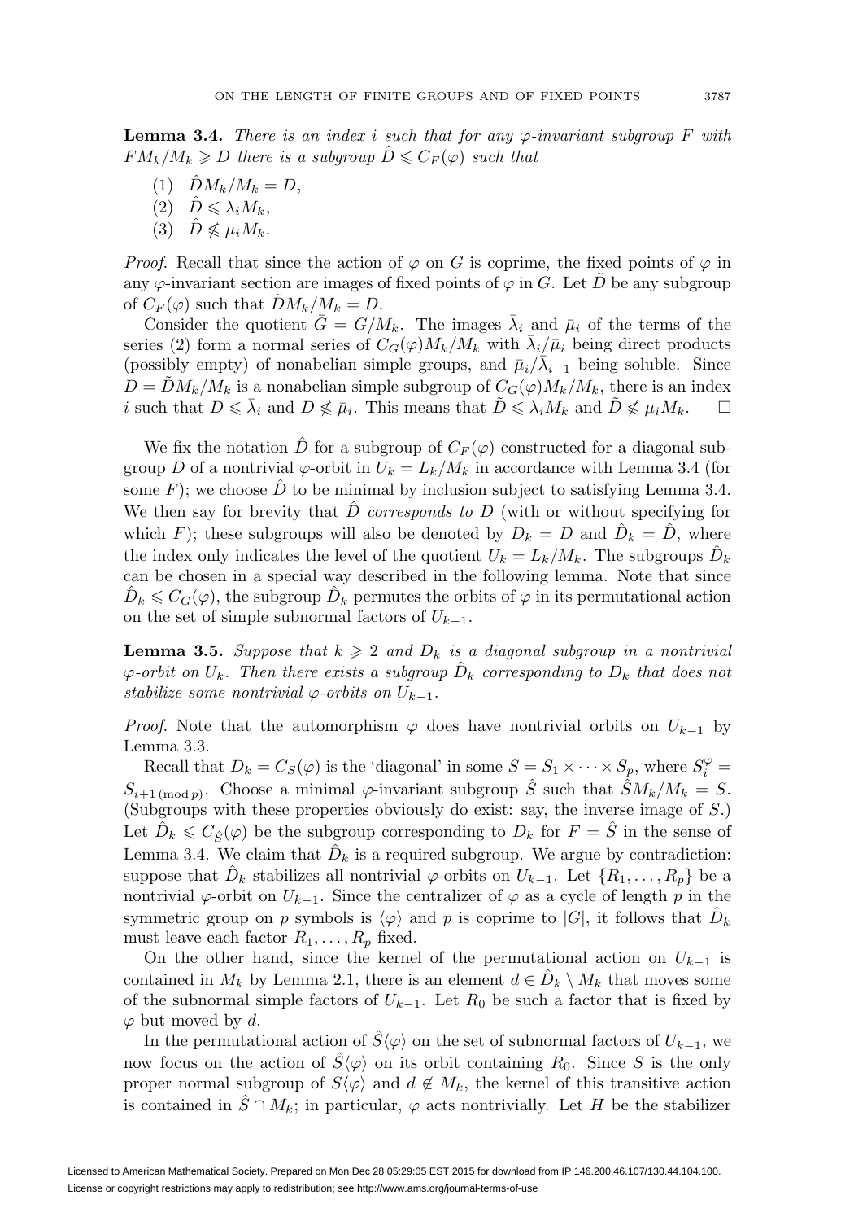**Lemma 3.4.** *There is an index $i$ such that for any $\varphi$-invariant subgroup $F$ with $FM_k/M_k \geqslant D$ there is a subgroup $\hat{D} \leqslant C_F(\varphi)$ such that*

1. $\hat{D}M_k/M_k = D$,
2. $\hat{D} \leqslant \lambda_i M_k$,
3. $\hat{D} \nleqslant \mu_i M_k$.

*Proof.* Recall that since the action of $\varphi$ on $G$ is coprime, the fixed points of $\varphi$ in any $\varphi$-invariant section are images of fixed points of $\varphi$ in $G$. Let $\tilde{D}$ be any subgroup of $C_F(\varphi)$ such that $\tilde{D}M_k/M_k = D$.

Consider the quotient $\bar{G} = G/M_k$. The images $\bar{\lambda}_i$ and $\bar{\mu}_i$ of the terms of the series (2) form a normal series of $C_G(\varphi)M_k/M_k$ with $\bar{\lambda}_i/\bar{\mu}_i$ being direct products (possibly empty) of nonabelian simple groups, and $\bar{\mu}_i/\bar{\lambda}_{i-1}$ being soluble. Since $D = \tilde{D}M_k/M_k$ is a nonabelian simple subgroup of $C_G(\varphi)M_k/M_k$, there is an index $i$ such that $D \leqslant \bar{\lambda}_i$ and $D \nleqslant \bar{\mu}_i$. This means that $\tilde{D} \leqslant \lambda_i M_k$ and $\tilde{D} \nleqslant \mu_i M_k$. $\square$

We fix the notation $\hat{D}$ for a subgroup of $C_F(\varphi)$ constructed for a diagonal subgroup $D$ of a nontrivial $\varphi$-orbit in $U_k = L_k/M_k$ in accordance with Lemma 3.4 (for some $F$); we choose $\hat{D}$ to be minimal by inclusion subject to satisfying Lemma 3.4. We then say for brevity that $\hat{D}$ *corresponds to* $D$ (with or without specifying for which $F$); these subgroups will also be denoted by $D_k = D$ and $\hat{D}_k = \hat{D}$, where the index only indicates the level of the quotient $U_k = L_k/M_k$. The subgroups $\hat{D}_k$ can be chosen in a special way described in the following lemma. Note that since $\hat{D}_k \leqslant C_G(\varphi)$, the subgroup $\hat{D}_k$ permutes the orbits of $\varphi$ in its permutational action on the set of simple subnormal factors of $U_{k-1}$.

**Lemma 3.5.** *Suppose that $k \geqslant 2$ and $D_k$ is a diagonal subgroup in a nontrivial $\varphi$-orbit on $U_k$. Then there exists a subgroup $\hat{D}_k$ corresponding to $D_k$ that does not stabilize some nontrivial $\varphi$-orbits on $U_{k-1}$.*

*Proof.* Note that the automorphism $\varphi$ does have nontrivial orbits on $U_{k-1}$ by Lemma 3.3.

Recall that $D_k = C_S(\varphi)$ is the 'diagonal' in some $S = S_1 \times \cdots \times S_p$, where $S_i^{\varphi} = S_{i+1\,(\mathrm{mod}\,p)}$. Choose a minimal $\varphi$-invariant subgroup $\hat{S}$ such that $\hat{S}M_k/M_k = S$. (Subgroups with these properties obviously do exist: say, the inverse image of $S$.) Let $\hat{D}_k \leqslant C_{\hat{S}}(\varphi)$ be the subgroup corresponding to $D_k$ for $F = \hat{S}$ in the sense of Lemma 3.4. We claim that $\hat{D}_k$ is a required subgroup. We argue by contradiction: suppose that $\hat{D}_k$ stabilizes all nontrivial $\varphi$-orbits on $U_{k-1}$. Let $\{R_1, \dots, R_p\}$ be a nontrivial $\varphi$-orbit on $U_{k-1}$. Since the centralizer of $\varphi$ as a cycle of length $p$ in the symmetric group on $p$ symbols is $\langle\varphi\rangle$ and $p$ is coprime to $|G|$, it follows that $\hat{D}_k$ must leave each factor $R_1, \dots, R_p$ fixed.

On the other hand, since the kernel of the permutational action on $U_{k-1}$ is contained in $M_k$ by Lemma 2.1, there is an element $d \in \hat{D}_k \setminus M_k$ that moves some of the subnormal simple factors of $U_{k-1}$. Let $R_0$ be such a factor that is fixed by $\varphi$ but moved by $d$.

In the permutational action of $\hat{S}\langle\varphi\rangle$ on the set of subnormal factors of $U_{k-1}$, we now focus on the action of $\hat{S}\langle\varphi\rangle$ on its orbit containing $R_0$. Since $S$ is the only proper normal subgroup of $S\langle\varphi\rangle$ and $d \notin M_k$, the kernel of this transitive action is contained in $\hat{S} \cap M_k$; in particular, $\varphi$ acts nontrivially. Let $H$ be the stabilizer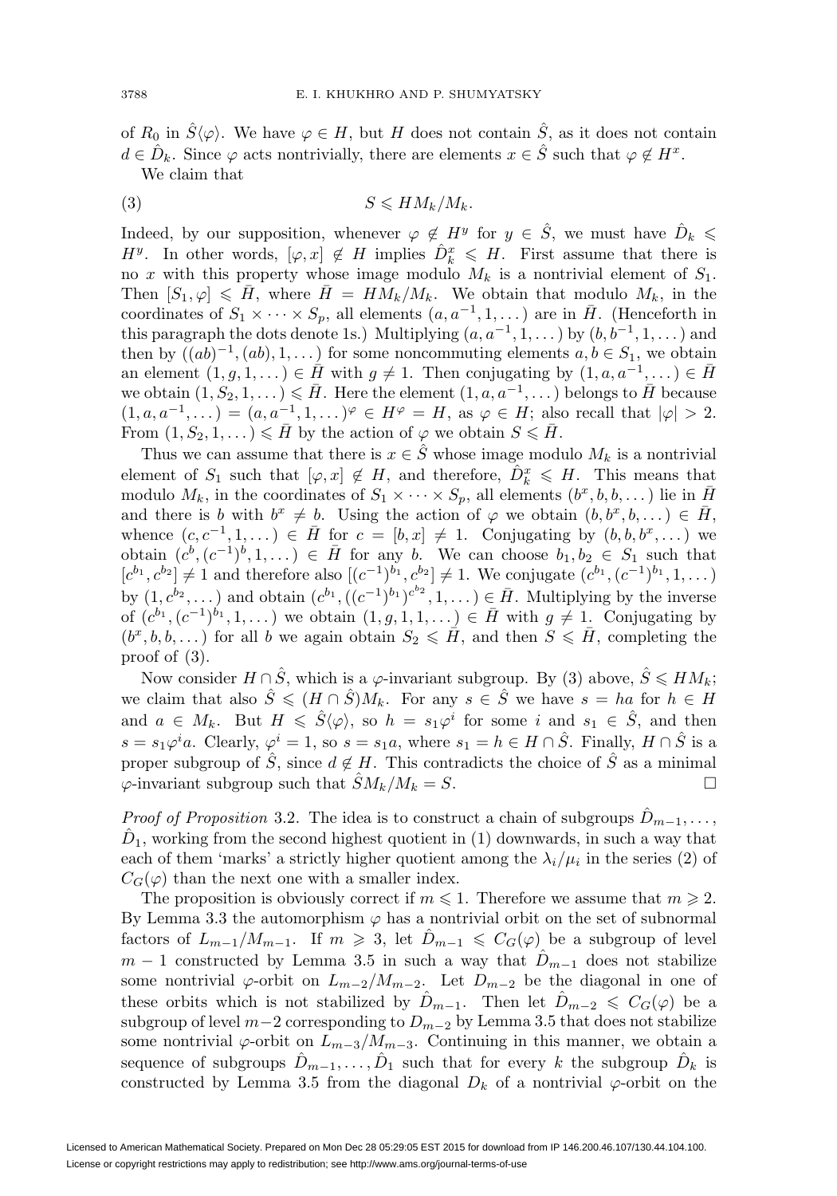of $R_0$ in $\hat{S}\langle\varphi\rangle$. We have $\varphi \in H$, but $H$ does not contain $\hat{S}$, as it does not contain $d \in \hat{D}_k$. Since $\varphi$ acts nontrivially, there are elements $x \in \hat{S}$ such that $\varphi \notin H^x$.

We claim that

$$S \leqslant HM_k/M_k. \tag{3}$$

Indeed, by our supposition, whenever $\varphi \notin H^y$ for $y \in \hat{S}$, we must have $\hat{D}_k \leqslant H^y$. In other words, $[\varphi, x] \notin H$ implies $\hat{D}_k^x \leqslant H$. First assume that there is no $x$ with this property whose image modulo $M_k$ is a nontrivial element of $S_1$. Then $[S_1, \varphi] \leqslant \bar{H}$, where $\bar{H} = HM_k/M_k$. We obtain that modulo $M_k$, in the coordinates of $S_1 \times \cdots \times S_p$, all elements $(a, a^{-1}, 1, \dots)$ are in $\bar{H}$. (Henceforth in this paragraph the dots denote 1s.) Multiplying $(a, a^{-1}, 1, \dots)$ by $(b, b^{-1}, 1, \dots)$ and then by $((ab)^{-1}, (ab), 1, \dots)$ for some noncommuting elements $a, b \in S_1$, we obtain an element $(1, g, 1, \dots) \in \bar{H}$ with $g \neq 1$. Then conjugating by $(1, a, a^{-1}, \dots) \in \bar{H}$ we obtain $(1, S_2, 1, \dots) \leqslant \bar{H}$. Here the element $(1, a, a^{-1}, \dots)$ belongs to $\bar{H}$ because $(1, a, a^{-1}, \dots) = (a, a^{-1}, 1, \dots)^{\varphi} \in H^{\varphi} = H$, as $\varphi \in H$; also recall that $|\varphi| > 2$. From $(1, S_2, 1, \dots) \leqslant \bar{H}$ by the action of $\varphi$ we obtain $S \leqslant \bar{H}$.

Thus we can assume that there is $x \in \hat{S}$ whose image modulo $M_k$ is a nontrivial element of $S_1$ such that $[\varphi, x] \notin H$, and therefore, $\hat{D}_k^x \leqslant H$. This means that modulo $M_k$, in the coordinates of $S_1 \times \cdots \times S_p$, all elements $(b^x, b, b, \dots)$ lie in $\bar{H}$ and there is $b$ with $b^x \neq b$. Using the action of $\varphi$ we obtain $(b, b^x, b, \dots) \in \bar{H}$, whence $(c, c^{-1}, 1, \dots) \in \bar{H}$ for $c = [b, x] \neq 1$. Conjugating by $(b, b, b^x, \dots)$ we obtain $(c^b, (c^{-1})^b, 1, \dots) \in \bar{H}$ for any $b$. We can choose $b_1, b_2 \in S_1$ such that $[c^{b_1}, c^{b_2}] \neq 1$ and therefore also $[(c^{-1})^{b_1}, c^{b_2}] \neq 1$. We conjugate $(c^{b_1}, (c^{-1})^{b_1}, 1, \dots)$ by $(1, c^{b_2}, \dots)$ and obtain $(c^{b_1}, ((c^{-1})^{b_1})^{c^{b_2}}, 1, \dots) \in \bar{H}$. Multiplying by the inverse of $(c^{b_1}, (c^{-1})^{b_1}, 1, \dots)$ we obtain $(1, g, 1, 1, \dots) \in \bar{H}$ with $g \neq 1$. Conjugating by $(b^x, b, b, \dots)$ for all $b$ we again obtain $S_2 \leqslant \bar{H}$, and then $S \leqslant \bar{H}$, completing the proof of (3).

Now consider $H \cap \hat{S}$, which is a $\varphi$-invariant subgroup. By (3) above, $\hat{S} \leqslant HM_k$; we claim that also $\hat{S} \leqslant (H \cap \hat{S})M_k$. For any $s \in \hat{S}$ we have $s = ha$ for $h \in H$ and $a \in M_k$. But $H \leqslant \hat{S}\langle\varphi\rangle$, so $h = s_1\varphi^i$ for some $i$ and $s_1 \in \hat{S}$, and then $s = s_1\varphi^i a$. Clearly, $\varphi^i = 1$, so $s = s_1 a$, where $s_1 = h \in H \cap \hat{S}$. Finally, $H \cap \hat{S}$ is a proper subgroup of $\hat{S}$, since $d \notin H$. This contradicts the choice of $\hat{S}$ as a minimal $\varphi$-invariant subgroup such that $\hat{S}M_k/M_k = S$. $\square$

*Proof of Proposition* 3.2. The idea is to construct a chain of subgroups $\hat{D}_{m-1}, \dots, \hat{D}_1$, working from the second highest quotient in (1) downwards, in such a way that each of them 'marks' a strictly higher quotient among the $\lambda_i/\mu_i$ in the series (2) of $C_G(\varphi)$ than the next one with a smaller index.

The proposition is obviously correct if $m \leqslant 1$. Therefore we assume that $m \geqslant 2$. By Lemma 3.3 the automorphism $\varphi$ has a nontrivial orbit on the set of subnormal factors of $L_{m-1}/M_{m-1}$. If $m \geqslant 3$, let $\hat{D}_{m-1} \leqslant C_G(\varphi)$ be a subgroup of level $m-1$ constructed by Lemma 3.5 in such a way that $\hat{D}_{m-1}$ does not stabilize some nontrivial $\varphi$-orbit on $L_{m-2}/M_{m-2}$. Let $D_{m-2}$ be the diagonal in one of these orbits which is not stabilized by $\hat{D}_{m-1}$. Then let $\hat{D}_{m-2} \leqslant C_G(\varphi)$ be a subgroup of level $m-2$ corresponding to $D_{m-2}$ by Lemma 3.5 that does not stabilize some nontrivial $\varphi$-orbit on $L_{m-3}/M_{m-3}$. Continuing in this manner, we obtain a sequence of subgroups $\hat{D}_{m-1}, \dots, \hat{D}_1$ such that for every $k$ the subgroup $\hat{D}_k$ is constructed by Lemma 3.5 from the diagonal $D_k$ of a nontrivial $\varphi$-orbit on the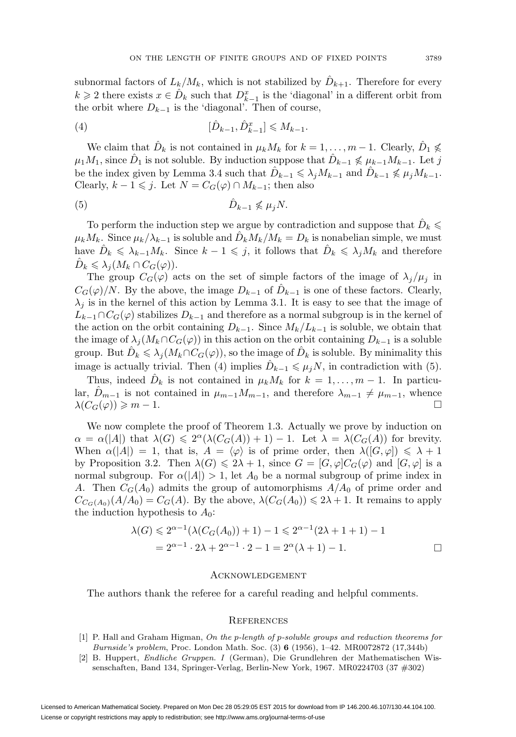subnormal factors of $L_k/M_k$, which is not stabilized by $\hat{D}_{k+1}$. Therefore for every $k \geqslant 2$ there exists $x \in \hat{D}_k$ such that $D_{k-1}^x$ is the 'diagonal' in a different orbit from the orbit where $D_{k-1}$ is the 'diagonal'. Then of course,

$$[\hat{D}_{k-1}, \hat{D}_{k-1}^x] \leqslant M_{k-1}. \tag{4}$$

We claim that $\hat{D}_k$ is not contained in $\mu_k M_k$ for $k = 1, \ldots, m-1$. Clearly, $\hat{D}_1 \not\leqslant \mu_1 M_1$, since $\hat{D}_1$ is not soluble. By induction suppose that $\hat{D}_{k-1} \not\leqslant \mu_{k-1} M_{k-1}$. Let $j$ be the index given by Lemma 3.4 such that $\hat{D}_{k-1} \leqslant \lambda_j M_{k-1}$ and $\hat{D}_{k-1} \not\leqslant \mu_j M_{k-1}$. Clearly, $k-1 \leqslant j$. Let $N = C_G(\varphi) \cap M_{k-1}$; then also

$$\hat{D}_{k-1} \not\leqslant \mu_j N. \tag{5}$$

To perform the induction step we argue by contradiction and suppose that $\hat{D}_k \leqslant \mu_k M_k$. Since $\mu_k/\lambda_{k-1}$ is soluble and $\hat{D}_k M_k/M_k = D_k$ is nonabelian simple, we must have $\hat{D}_k \leqslant \lambda_{k-1} M_k$. Since $k-1 \leqslant j$, it follows that $\hat{D}_k \leqslant \lambda_j M_k$ and therefore $\hat{D}_k \leqslant \lambda_j (M_k \cap C_G(\varphi))$.

The group $C_G(\varphi)$ acts on the set of simple factors of the image of $\lambda_j/\mu_j$ in $C_G(\varphi)/N$. By the above, the image $D_{k-1}$ of $\hat{D}_{k-1}$ is one of these factors. Clearly, $\lambda_j$ is in the kernel of this action by Lemma 3.1. It is easy to see that the image of $L_{k-1} \cap C_G(\varphi)$ stabilizes $D_{k-1}$ and therefore as a normal subgroup is in the kernel of the action on the orbit containing $D_{k-1}$. Since $M_k/L_{k-1}$ is soluble, we obtain that the image of $\lambda_j(M_k \cap C_G(\varphi))$ in this action on the orbit containing $D_{k-1}$ is a soluble group. But $\hat{D}_k \leqslant \lambda_j(M_k \cap C_G(\varphi))$, so the image of $\hat{D}_k$ is soluble. By minimality this image is actually trivial. Then (4) implies $\hat{D}_{k-1} \leqslant \mu_j N$, in contradiction with (5).

Thus, indeed $\hat{D}_k$ is not contained in $\mu_k M_k$ for $k = 1, \ldots, m-1$. In particular, $\hat{D}_{m-1}$ is not contained in $\mu_{m-1} M_{m-1}$, and therefore $\lambda_{m-1} \neq \mu_{m-1}$, whence $\lambda(C_G(\varphi)) \geqslant m-1$. $\square$

We now complete the proof of Theorem 1.3. Actually we prove by induction on $\alpha = \alpha(|A|)$ that $\lambda(G) \leqslant 2^\alpha(\lambda(C_G(A)) + 1) - 1$. Let $\lambda = \lambda(C_G(A))$ for brevity. When $\alpha(|A|) = 1$, that is, $A = \langle \varphi \rangle$ is of prime order, then $\lambda([G, \varphi]) \leqslant \lambda + 1$ by Proposition 3.2. Then $\lambda(G) \leqslant 2\lambda + 1$, since $G = [G, \varphi] C_G(\varphi)$ and $[G, \varphi]$ is a normal subgroup. For $\alpha(|A|) > 1$, let $A_0$ be a normal subgroup of prime index in $A$. Then $C_G(A_0)$ admits the group of automorphisms $A/A_0$ of prime order and $C_{C_G(A_0)}(A/A_0) = C_G(A)$. By the above, $\lambda(C_G(A_0)) \leqslant 2\lambda + 1$. It remains to apply the induction hypothesis to $A_0$:

$$\begin{aligned}\lambda(G) &\leqslant 2^{\alpha-1}(\lambda(C_G(A_0)) + 1) - 1 \leqslant 2^{\alpha-1}(2\lambda + 1 + 1) - 1 \\ &= 2^{\alpha-1} \cdot 2\lambda + 2^{\alpha-1} \cdot 2 - 1 = 2^\alpha(\lambda + 1) - 1.\end{aligned}$$

$\square$

## Acknowledgement

The authors thank the referee for a careful reading and helpful comments.

## References

[1] P. Hall and Graham Higman, *On the p-length of p-soluble groups and reduction theorems for Burnside's problem*, Proc. London Math. Soc. (3) **6** (1956), 1–42. MR0072872 (17,344b)

[2] B. Huppert, *Endliche Gruppen. I* (German), Die Grundlehren der Mathematischen Wissenschaften, Band 134, Springer-Verlag, Berlin-New York, 1967. MR0224703 (37 #302)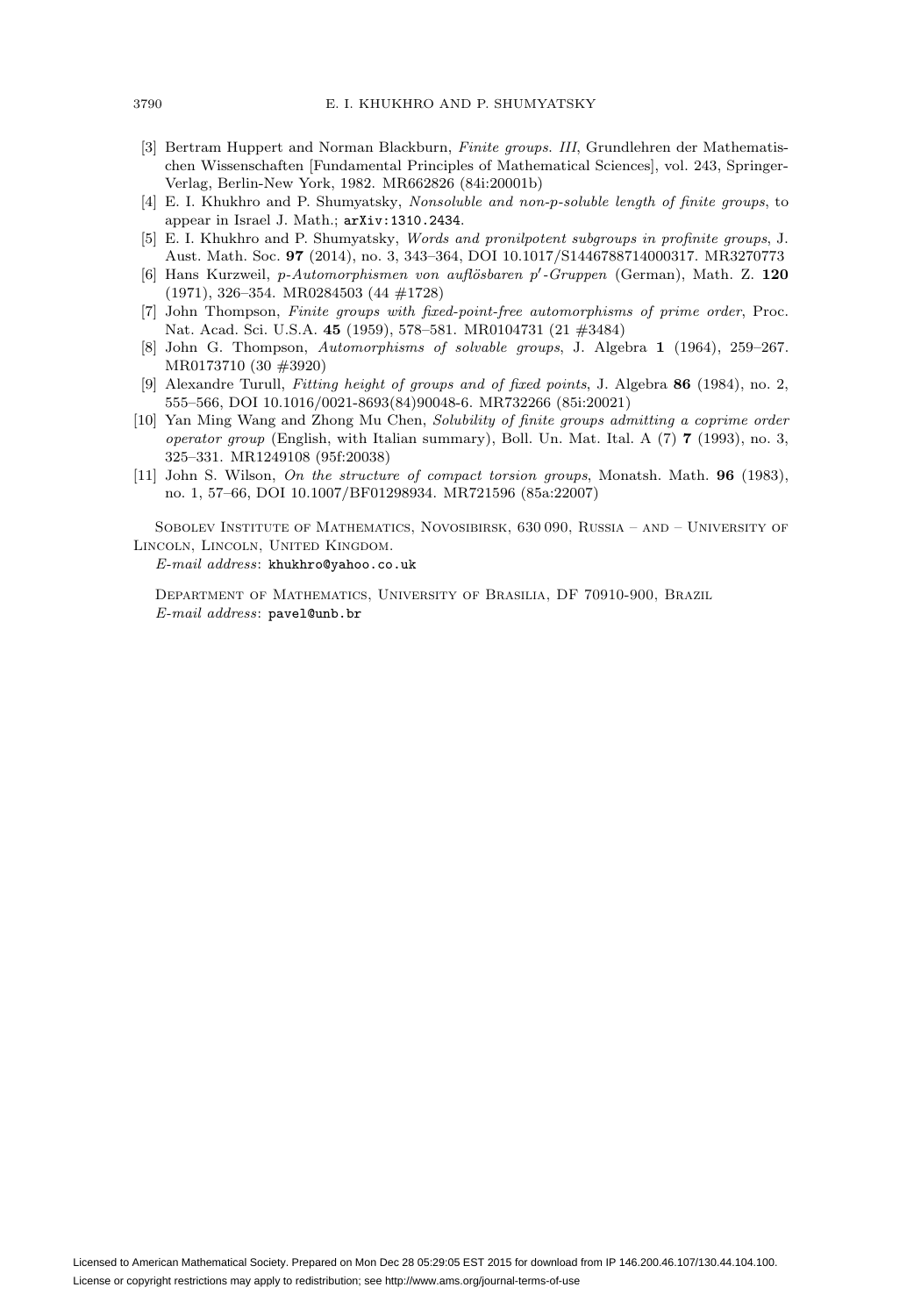[3] Bertram Huppert and Norman Blackburn, *Finite groups. III*, Grundlehren der Mathematischen Wissenschaften [Fundamental Principles of Mathematical Sciences], vol. 243, Springer-Verlag, Berlin-New York, 1982. MR662826 (84i:20001b)

[4] E. I. Khukhro and P. Shumyatsky, *Nonsoluble and non-p-soluble length of finite groups*, to appear in Israel J. Math.; arXiv:1310.2434.

[5] E. I. Khukhro and P. Shumyatsky, *Words and pronilpotent subgroups in profinite groups*, J. Aust. Math. Soc. **97** (2014), no. 3, 343–364, DOI 10.1017/S1446788714000317. MR3270773

[6] Hans Kurzweil, *p-Automorphismen von auflösbaren $p'$-Gruppen* (German), Math. Z. **120** (1971), 326–354. MR0284503 (44 #1728)

[7] John Thompson, *Finite groups with fixed-point-free automorphisms of prime order*, Proc. Nat. Acad. Sci. U.S.A. **45** (1959), 578–581. MR0104731 (21 #3484)

[8] John G. Thompson, *Automorphisms of solvable groups*, J. Algebra **1** (1964), 259–267. MR0173710 (30 #3920)

[9] Alexandre Turull, *Fitting height of groups and of fixed points*, J. Algebra **86** (1984), no. 2, 555–566, DOI 10.1016/0021-8693(84)90048-6. MR732266 (85i:20021)

[10] Yan Ming Wang and Zhong Mu Chen, *Solubility of finite groups admitting a coprime order operator group* (English, with Italian summary), Boll. Un. Mat. Ital. A (7) **7** (1993), no. 3, 325–331. MR1249108 (95f:20038)

[11] John S. Wilson, *On the structure of compact torsion groups*, Monatsh. Math. **96** (1983), no. 1, 57–66, DOI 10.1007/BF01298934. MR721596 (85a:22007)

Sobolev Institute of Mathematics, Novosibirsk, 630 090, Russia – and – University of Lincoln, Lincoln, United Kingdom.

*E-mail address*: khukhro@yahoo.co.uk

Department of Mathematics, University of Brasilia, DF 70910-900, Brazil

*E-mail address*: pavel@unb.br